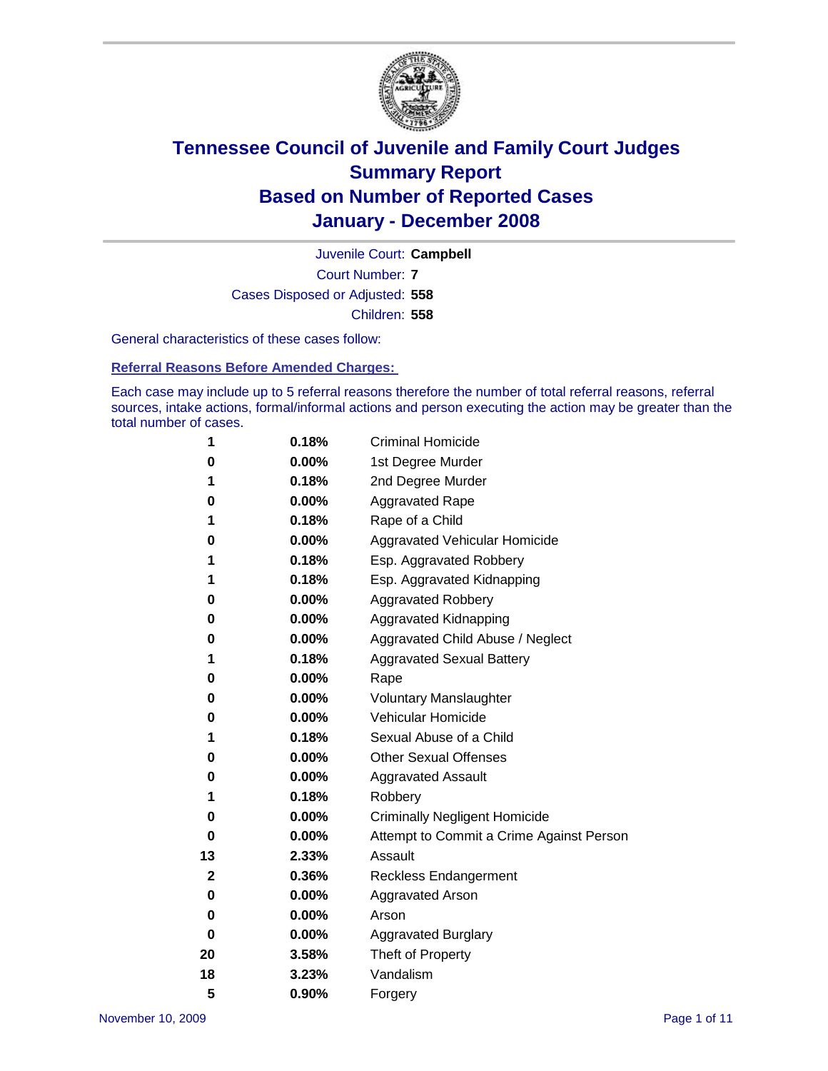# Tennessee Council of Juvenile and Family Court Judges
## Summary Report
## Based on Number of Reported Cases
## January - December 2008

Juvenile Court: **Campbell**

Court Number: **7**

Cases Disposed or Adjusted: **558**

Children: **558**

General characteristics of these cases follow:

### Referral Reasons Before Amended Charges:

Each case may include up to 5 referral reasons therefore the number of total referral reasons, referral sources, intake actions, formal/informal actions and person executing the action may be greater than the total number of cases.

| Count | Percent | Referral Reason |
|---|---|---|
| 1 | 0.18% | Criminal Homicide |
| 0 | 0.00% | 1st Degree Murder |
| 1 | 0.18% | 2nd Degree Murder |
| 0 | 0.00% | Aggravated Rape |
| 1 | 0.18% | Rape of a Child |
| 0 | 0.00% | Aggravated Vehicular Homicide |
| 1 | 0.18% | Esp. Aggravated Robbery |
| 1 | 0.18% | Esp. Aggravated Kidnapping |
| 0 | 0.00% | Aggravated Robbery |
| 0 | 0.00% | Aggravated Kidnapping |
| 0 | 0.00% | Aggravated Child Abuse / Neglect |
| 1 | 0.18% | Aggravated Sexual Battery |
| 0 | 0.00% | Rape |
| 0 | 0.00% | Voluntary Manslaughter |
| 0 | 0.00% | Vehicular Homicide |
| 1 | 0.18% | Sexual Abuse of a Child |
| 0 | 0.00% | Other Sexual Offenses |
| 0 | 0.00% | Aggravated Assault |
| 1 | 0.18% | Robbery |
| 0 | 0.00% | Criminally Negligent Homicide |
| 0 | 0.00% | Attempt to Commit a Crime Against Person |
| 13 | 2.33% | Assault |
| 2 | 0.36% | Reckless Endangerment |
| 0 | 0.00% | Aggravated Arson |
| 0 | 0.00% | Arson |
| 0 | 0.00% | Aggravated Burglary |
| 20 | 3.58% | Theft of Property |
| 18 | 3.23% | Vandalism |
| 5 | 0.90% | Forgery |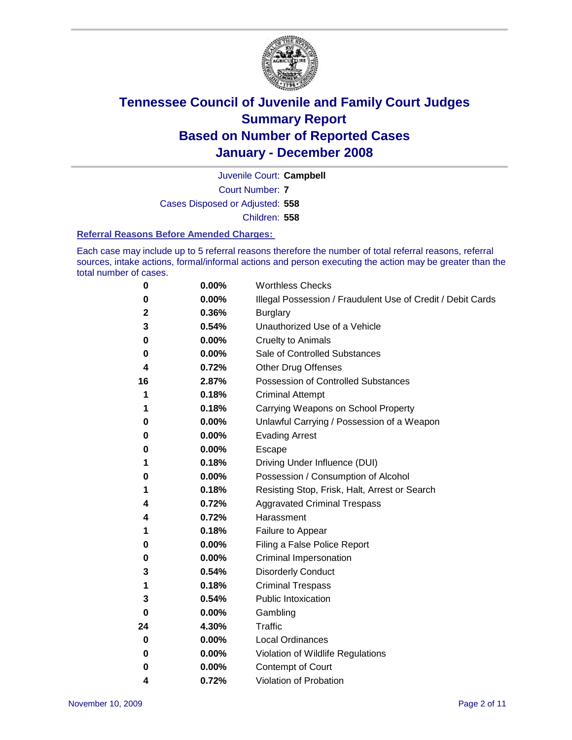# Tennessee Council of Juvenile and Family Court Judges
## Summary Report
## Based on Number of Reported Cases
## January - December 2008

Juvenile Court: **Campbell**

Court Number: **7**

Cases Disposed or Adjusted: **558**

Children: **558**

### Referral Reasons Before Amended Charges:

Each case may include up to 5 referral reasons therefore the number of total referral reasons, referral sources, intake actions, formal/informal actions and person executing the action may be greater than the total number of cases.

| Count | Percent | Referral Reason |
|---|---|---|
| 0 | 0.00% | Worthless Checks |
| 0 | 0.00% | Illegal Possession / Fraudulent Use of Credit / Debit Cards |
| 2 | 0.36% | Burglary |
| 3 | 0.54% | Unauthorized Use of a Vehicle |
| 0 | 0.00% | Cruelty to Animals |
| 0 | 0.00% | Sale of Controlled Substances |
| 4 | 0.72% | Other Drug Offenses |
| 16 | 2.87% | Possession of Controlled Substances |
| 1 | 0.18% | Criminal Attempt |
| 1 | 0.18% | Carrying Weapons on School Property |
| 0 | 0.00% | Unlawful Carrying / Possession of a Weapon |
| 0 | 0.00% | Evading Arrest |
| 0 | 0.00% | Escape |
| 1 | 0.18% | Driving Under Influence (DUI) |
| 0 | 0.00% | Possession / Consumption of Alcohol |
| 1 | 0.18% | Resisting Stop, Frisk, Halt, Arrest or Search |
| 4 | 0.72% | Aggravated Criminal Trespass |
| 4 | 0.72% | Harassment |
| 1 | 0.18% | Failure to Appear |
| 0 | 0.00% | Filing a False Police Report |
| 0 | 0.00% | Criminal Impersonation |
| 3 | 0.54% | Disorderly Conduct |
| 1 | 0.18% | Criminal Trespass |
| 3 | 0.54% | Public Intoxication |
| 0 | 0.00% | Gambling |
| 24 | 4.30% | Traffic |
| 0 | 0.00% | Local Ordinances |
| 0 | 0.00% | Violation of Wildlife Regulations |
| 0 | 0.00% | Contempt of Court |
| 4 | 0.72% | Violation of Probation |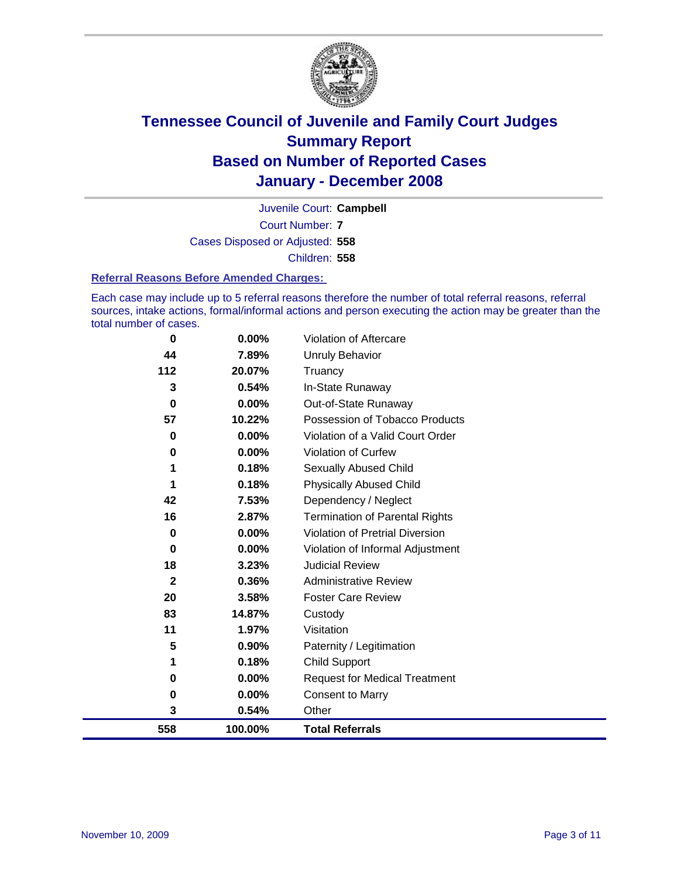# Tennessee Council of Juvenile and Family Court Judges Summary Report Based on Number of Reported Cases January - December 2008

Juvenile Court: **Campbell**

Court Number: **7**

Cases Disposed or Adjusted: **558**

Children: **558**

### Referral Reasons Before Amended Charges:

Each case may include up to 5 referral reasons therefore the number of total referral reasons, referral sources, intake actions, formal/informal actions and person executing the action may be greater than the total number of cases.

| Count | Percent | Referral Reason |
|---|---|---|
| 0 | 0.00% | Violation of Aftercare |
| 44 | 7.89% | Unruly Behavior |
| 112 | 20.07% | Truancy |
| 3 | 0.54% | In-State Runaway |
| 0 | 0.00% | Out-of-State Runaway |
| 57 | 10.22% | Possession of Tobacco Products |
| 0 | 0.00% | Violation of a Valid Court Order |
| 0 | 0.00% | Violation of Curfew |
| 1 | 0.18% | Sexually Abused Child |
| 1 | 0.18% | Physically Abused Child |
| 42 | 7.53% | Dependency / Neglect |
| 16 | 2.87% | Termination of Parental Rights |
| 0 | 0.00% | Violation of Pretrial Diversion |
| 0 | 0.00% | Violation of Informal Adjustment |
| 18 | 3.23% | Judicial Review |
| 2 | 0.36% | Administrative Review |
| 20 | 3.58% | Foster Care Review |
| 83 | 14.87% | Custody |
| 11 | 1.97% | Visitation |
| 5 | 0.90% | Paternity / Legitimation |
| 1 | 0.18% | Child Support |
| 0 | 0.00% | Request for Medical Treatment |
| 0 | 0.00% | Consent to Marry |
| 3 | 0.54% | Other |
| **558** | **100.00%** | **Total Referrals** |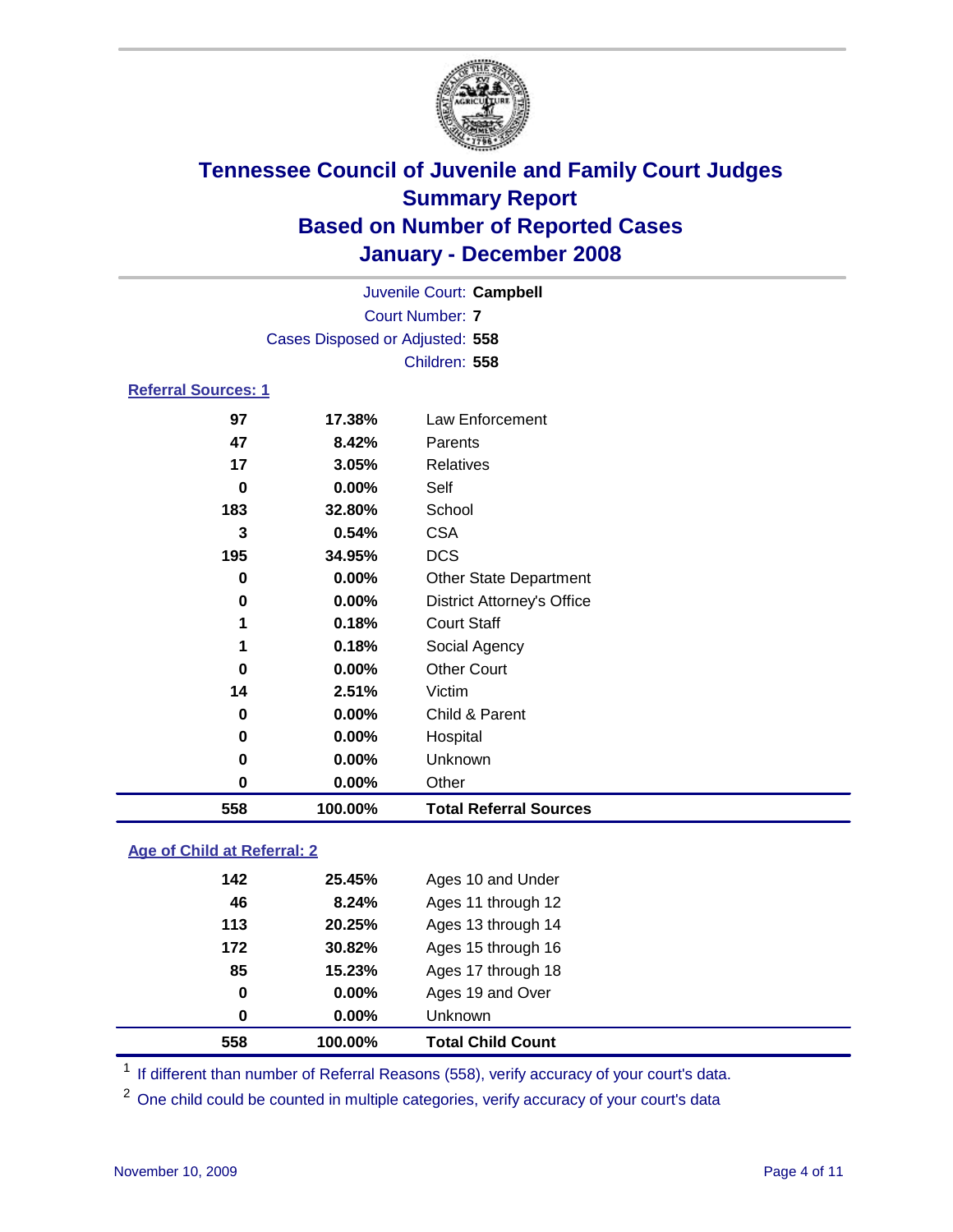# Tennessee Council of Juvenile and Family Court Judges
## Summary Report
## Based on Number of Reported Cases
## January - December 2008

Juvenile Court: **Campbell**

Court Number: **7**

Cases Disposed or Adjusted: **558**

Children: **558**

### Referral Sources: 1

| | | |
|---|---|---|
| 97 | 17.38% | Law Enforcement |
| 47 | 8.42% | Parents |
| 17 | 3.05% | Relatives |
| 0 | 0.00% | Self |
| 183 | 32.80% | School |
| 3 | 0.54% | CSA |
| 195 | 34.95% | DCS |
| 0 | 0.00% | Other State Department |
| 0 | 0.00% | District Attorney's Office |
| 1 | 0.18% | Court Staff |
| 1 | 0.18% | Social Agency |
| 0 | 0.00% | Other Court |
| 14 | 2.51% | Victim |
| 0 | 0.00% | Child & Parent |
| 0 | 0.00% | Hospital |
| 0 | 0.00% | Unknown |
| 0 | 0.00% | Other |
| **558** | **100.00%** | **Total Referral Sources** |

### Age of Child at Referral: 2

| | | |
|---|---|---|
| 142 | 25.45% | Ages 10 and Under |
| 46 | 8.24% | Ages 11 through 12 |
| 113 | 20.25% | Ages 13 through 14 |
| 172 | 30.82% | Ages 15 through 16 |
| 85 | 15.23% | Ages 17 through 18 |
| 0 | 0.00% | Ages 19 and Over |
| 0 | 0.00% | Unknown |
| **558** | **100.00%** | **Total Child Count** |

[1] If different than number of Referral Reasons (558), verify accuracy of your court's data.

[2] One child could be counted in multiple categories, verify accuracy of your court's data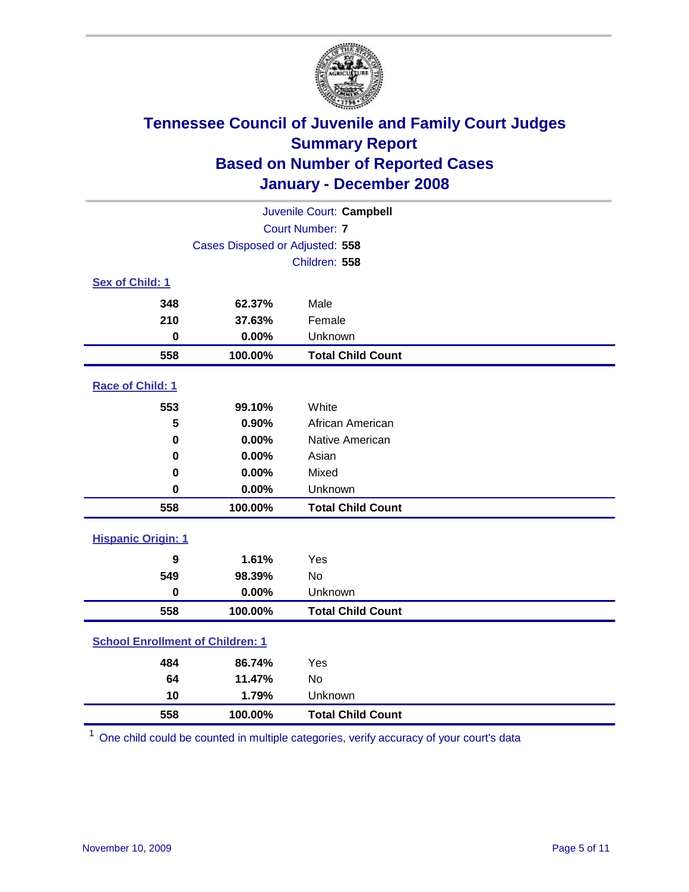# Tennessee Council of Juvenile and Family Court Judges
## Summary Report
## Based on Number of Reported Cases
## January - December 2008

Juvenile Court: **Campbell**

Court Number: **7**

Cases Disposed or Adjusted: **558**

Children: **558**

### Sex of Child: 1

| | | |
|---|---|---|
| 348 | 62.37% | Male |
| 210 | 37.63% | Female |
| 0 | 0.00% | Unknown |
| **558** | **100.00%** | **Total Child Count** |

### Race of Child: 1

| | | |
|---|---|---|
| 553 | 99.10% | White |
| 5 | 0.90% | African American |
| 0 | 0.00% | Native American |
| 0 | 0.00% | Asian |
| 0 | 0.00% | Mixed |
| 0 | 0.00% | Unknown |
| **558** | **100.00%** | **Total Child Count** |

### Hispanic Origin: 1

| | | |
|---|---|---|
| 9 | 1.61% | Yes |
| 549 | 98.39% | No |
| 0 | 0.00% | Unknown |
| **558** | **100.00%** | **Total Child Count** |

### School Enrollment of Children: 1

| | | |
|---|---|---|
| 484 | 86.74% | Yes |
| 64 | 11.47% | No |
| 10 | 1.79% | Unknown |
| **558** | **100.00%** | **Total Child Count** |

[1] One child could be counted in multiple categories, verify accuracy of your court's data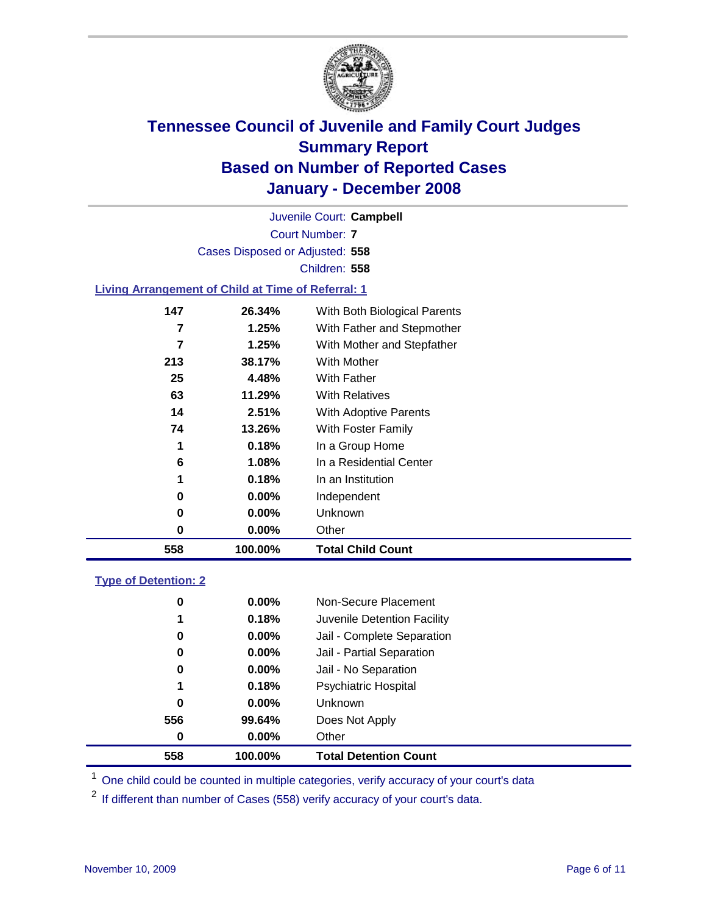# Tennessee Council of Juvenile and Family Court Judges
## Summary Report
## Based on Number of Reported Cases
## January - December 2008

Juvenile Court: **Campbell**

Court Number: **7**

Cases Disposed or Adjusted: **558**

Children: **558**

### Living Arrangement of Child at Time of Referral: 1

| | | |
|---|---|---|
| 147 | 26.34% | With Both Biological Parents |
| 7 | 1.25% | With Father and Stepmother |
| 7 | 1.25% | With Mother and Stepfather |
| 213 | 38.17% | With Mother |
| 25 | 4.48% | With Father |
| 63 | 11.29% | With Relatives |
| 14 | 2.51% | With Adoptive Parents |
| 74 | 13.26% | With Foster Family |
| 1 | 0.18% | In a Group Home |
| 6 | 1.08% | In a Residential Center |
| 1 | 0.18% | In an Institution |
| 0 | 0.00% | Independent |
| 0 | 0.00% | Unknown |
| 0 | 0.00% | Other |
| **558** | **100.00%** | **Total Child Count** |

### Type of Detention: 2

| | | |
|---|---|---|
| 0 | 0.00% | Non-Secure Placement |
| 1 | 0.18% | Juvenile Detention Facility |
| 0 | 0.00% | Jail - Complete Separation |
| 0 | 0.00% | Jail - Partial Separation |
| 0 | 0.00% | Jail - No Separation |
| 1 | 0.18% | Psychiatric Hospital |
| 0 | 0.00% | Unknown |
| 556 | 99.64% | Does Not Apply |
| 0 | 0.00% | Other |
| **558** | **100.00%** | **Total Detention Count** |

[1] One child could be counted in multiple categories, verify accuracy of your court's data

[2] If different than number of Cases (558) verify accuracy of your court's data.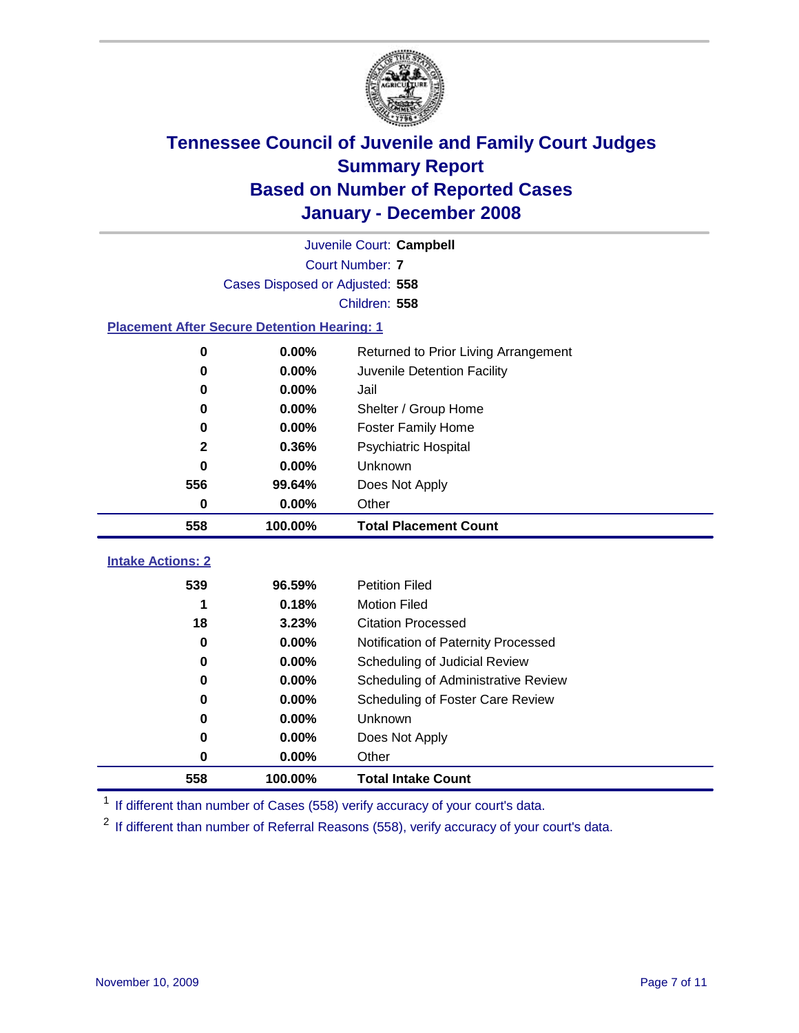# Tennessee Council of Juvenile and Family Court Judges
## Summary Report
## Based on Number of Reported Cases
## January - December 2008

Juvenile Court: **Campbell**
Court Number: **7**
Cases Disposed or Adjusted: **558**
Children: **558**

### Placement After Secure Detention Hearing: 1

| Count | Percent | Placement |
|---|---|---|
| 0 | 0.00% | Returned to Prior Living Arrangement |
| 0 | 0.00% | Juvenile Detention Facility |
| 0 | 0.00% | Jail |
| 0 | 0.00% | Shelter / Group Home |
| 0 | 0.00% | Foster Family Home |
| 2 | 0.36% | Psychiatric Hospital |
| 0 | 0.00% | Unknown |
| 556 | 99.64% | Does Not Apply |
| 0 | 0.00% | Other |
| **558** | **100.00%** | **Total Placement Count** |

### Intake Actions: 2

| Count | Percent | Intake Action |
|---|---|---|
| 539 | 96.59% | Petition Filed |
| 1 | 0.18% | Motion Filed |
| 18 | 3.23% | Citation Processed |
| 0 | 0.00% | Notification of Paternity Processed |
| 0 | 0.00% | Scheduling of Judicial Review |
| 0 | 0.00% | Scheduling of Administrative Review |
| 0 | 0.00% | Scheduling of Foster Care Review |
| 0 | 0.00% | Unknown |
| 0 | 0.00% | Does Not Apply |
| 0 | 0.00% | Other |
| **558** | **100.00%** | **Total Intake Count** |

[1] If different than number of Cases (558) verify accuracy of your court's data.

[2] If different than number of Referral Reasons (558), verify accuracy of your court's data.

November 10, 2009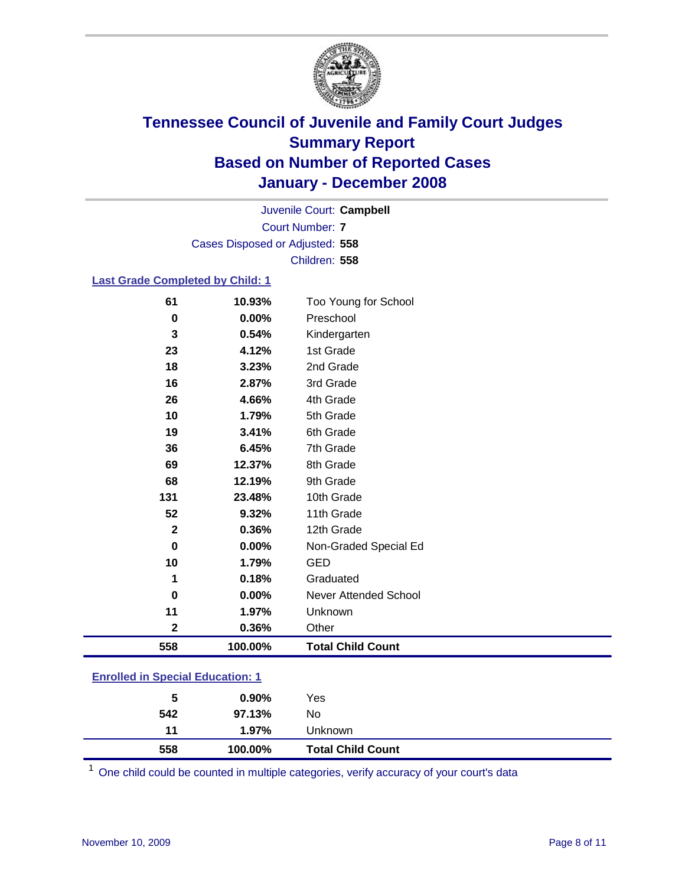# Tennessee Council of Juvenile and Family Court Judges
## Summary Report
## Based on Number of Reported Cases
## January - December 2008

Juvenile Court: **Campbell**
Court Number: **7**
Cases Disposed or Adjusted: **558**
Children: **558**

### Last Grade Completed by Child: 1

| Count | Percent | Category |
|---|---|---|
| 61 | 10.93% | Too Young for School |
| 0 | 0.00% | Preschool |
| 3 | 0.54% | Kindergarten |
| 23 | 4.12% | 1st Grade |
| 18 | 3.23% | 2nd Grade |
| 16 | 2.87% | 3rd Grade |
| 26 | 4.66% | 4th Grade |
| 10 | 1.79% | 5th Grade |
| 19 | 3.41% | 6th Grade |
| 36 | 6.45% | 7th Grade |
| 69 | 12.37% | 8th Grade |
| 68 | 12.19% | 9th Grade |
| 131 | 23.48% | 10th Grade |
| 52 | 9.32% | 11th Grade |
| 2 | 0.36% | 12th Grade |
| 0 | 0.00% | Non-Graded Special Ed |
| 10 | 1.79% | GED |
| 1 | 0.18% | Graduated |
| 0 | 0.00% | Never Attended School |
| 11 | 1.97% | Unknown |
| 2 | 0.36% | Other |
| **558** | **100.00%** | **Total Child Count** |

### Enrolled in Special Education: 1

| Count | Percent | Category |
|---|---|---|
| 5 | 0.90% | Yes |
| 542 | 97.13% | No |
| 11 | 1.97% | Unknown |
| **558** | **100.00%** | **Total Child Count** |

[1] One child could be counted in multiple categories, verify accuracy of your court's data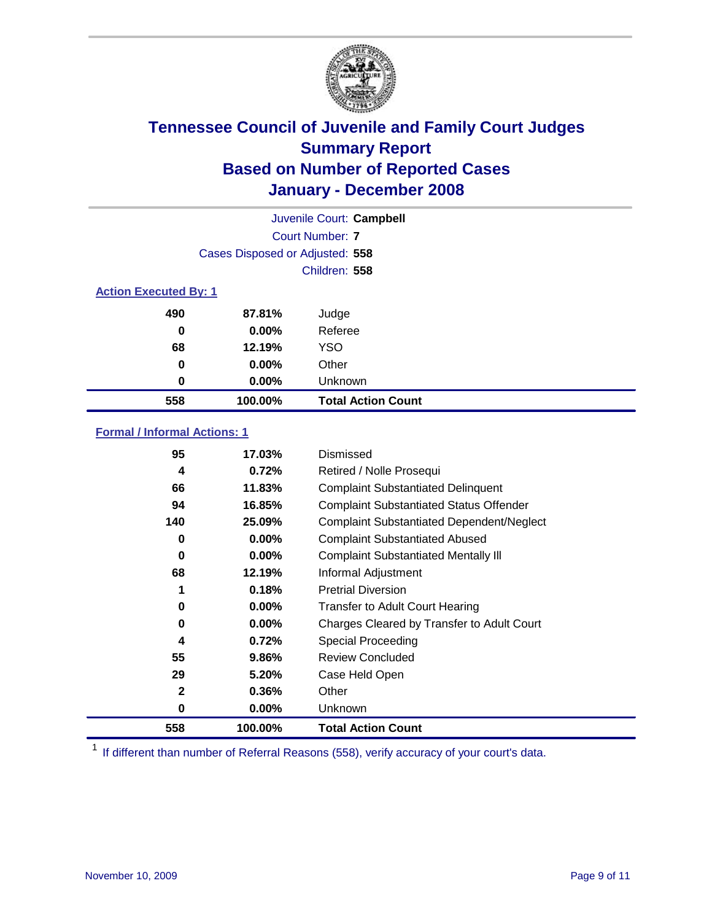# Tennessee Council of Juvenile and Family Court Judges
## Summary Report
## Based on Number of Reported Cases
## January - December 2008

Juvenile Court: **Campbell**

Court Number: **7**

Cases Disposed or Adjusted: **558**

Children: **558**

### Action Executed By: 1

| | | |
|---|---|---|
| 490 | 87.81% | Judge |
| 0 | 0.00% | Referee |
| 68 | 12.19% | YSO |
| 0 | 0.00% | Other |
| 0 | 0.00% | Unknown |
| **558** | **100.00%** | **Total Action Count** |

### Formal / Informal Actions: 1

| | | |
|---|---|---|
| 95 | 17.03% | Dismissed |
| 4 | 0.72% | Retired / Nolle Prosequi |
| 66 | 11.83% | Complaint Substantiated Delinquent |
| 94 | 16.85% | Complaint Substantiated Status Offender |
| 140 | 25.09% | Complaint Substantiated Dependent/Neglect |
| 0 | 0.00% | Complaint Substantiated Abused |
| 0 | 0.00% | Complaint Substantiated Mentally Ill |
| 68 | 12.19% | Informal Adjustment |
| 1 | 0.18% | Pretrial Diversion |
| 0 | 0.00% | Transfer to Adult Court Hearing |
| 0 | 0.00% | Charges Cleared by Transfer to Adult Court |
| 4 | 0.72% | Special Proceeding |
| 55 | 9.86% | Review Concluded |
| 29 | 5.20% | Case Held Open |
| 2 | 0.36% | Other |
| 0 | 0.00% | Unknown |
| **558** | **100.00%** | **Total Action Count** |

[1] If different than number of Referral Reasons (558), verify accuracy of your court's data.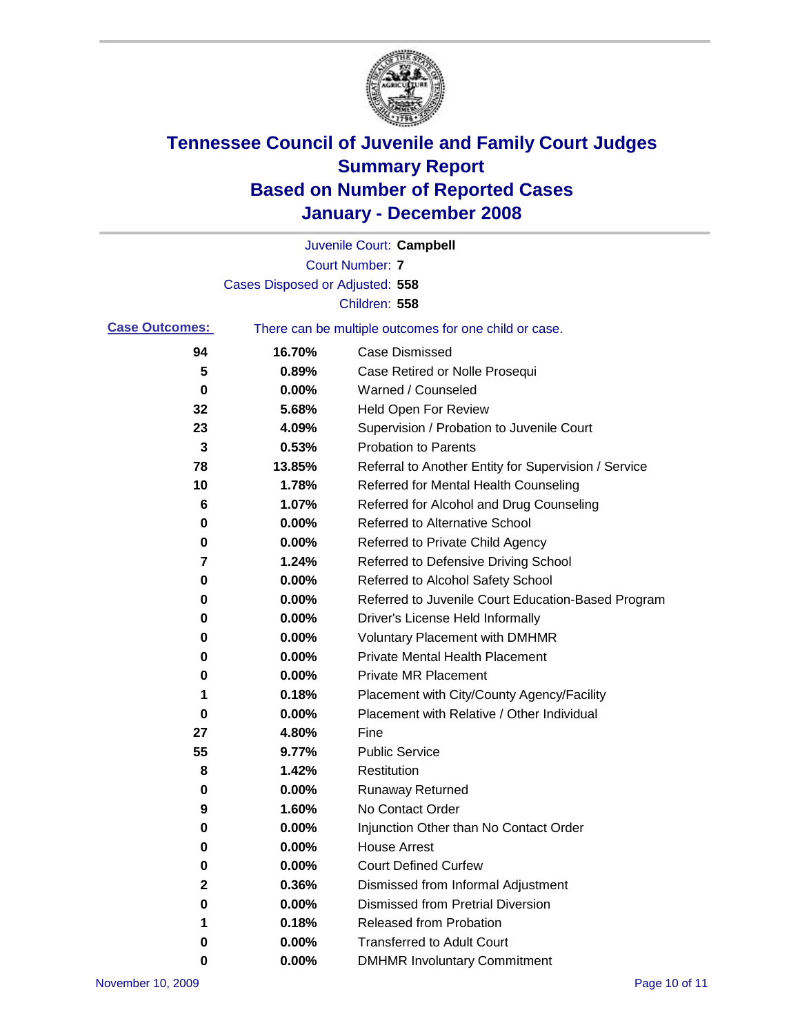# Tennessee Council of Juvenile and Family Court Judges Summary Report Based on Number of Reported Cases January - December 2008

Juvenile Court: **Campbell**

Court Number: **7**

Cases Disposed or Adjusted: **558**

Children: **558**

**Case Outcomes:** There can be multiple outcomes for one child or case.

| Count | Percent | Outcome |
|---|---|---|
| 94 | 16.70% | Case Dismissed |
| 5 | 0.89% | Case Retired or Nolle Prosequi |
| 0 | 0.00% | Warned / Counseled |
| 32 | 5.68% | Held Open For Review |
| 23 | 4.09% | Supervision / Probation to Juvenile Court |
| 3 | 0.53% | Probation to Parents |
| 78 | 13.85% | Referral to Another Entity for Supervision / Service |
| 10 | 1.78% | Referred for Mental Health Counseling |
| 6 | 1.07% | Referred for Alcohol and Drug Counseling |
| 0 | 0.00% | Referred to Alternative School |
| 0 | 0.00% | Referred to Private Child Agency |
| 7 | 1.24% | Referred to Defensive Driving School |
| 0 | 0.00% | Referred to Alcohol Safety School |
| 0 | 0.00% | Referred to Juvenile Court Education-Based Program |
| 0 | 0.00% | Driver's License Held Informally |
| 0 | 0.00% | Voluntary Placement with DMHMR |
| 0 | 0.00% | Private Mental Health Placement |
| 0 | 0.00% | Private MR Placement |
| 1 | 0.18% | Placement with City/County Agency/Facility |
| 0 | 0.00% | Placement with Relative / Other Individual |
| 27 | 4.80% | Fine |
| 55 | 9.77% | Public Service |
| 8 | 1.42% | Restitution |
| 0 | 0.00% | Runaway Returned |
| 9 | 1.60% | No Contact Order |
| 0 | 0.00% | Injunction Other than No Contact Order |
| 0 | 0.00% | House Arrest |
| 0 | 0.00% | Court Defined Curfew |
| 2 | 0.36% | Dismissed from Informal Adjustment |
| 0 | 0.00% | Dismissed from Pretrial Diversion |
| 1 | 0.18% | Released from Probation |
| 0 | 0.00% | Transferred to Adult Court |
| 0 | 0.00% | DMHMR Involuntary Commitment |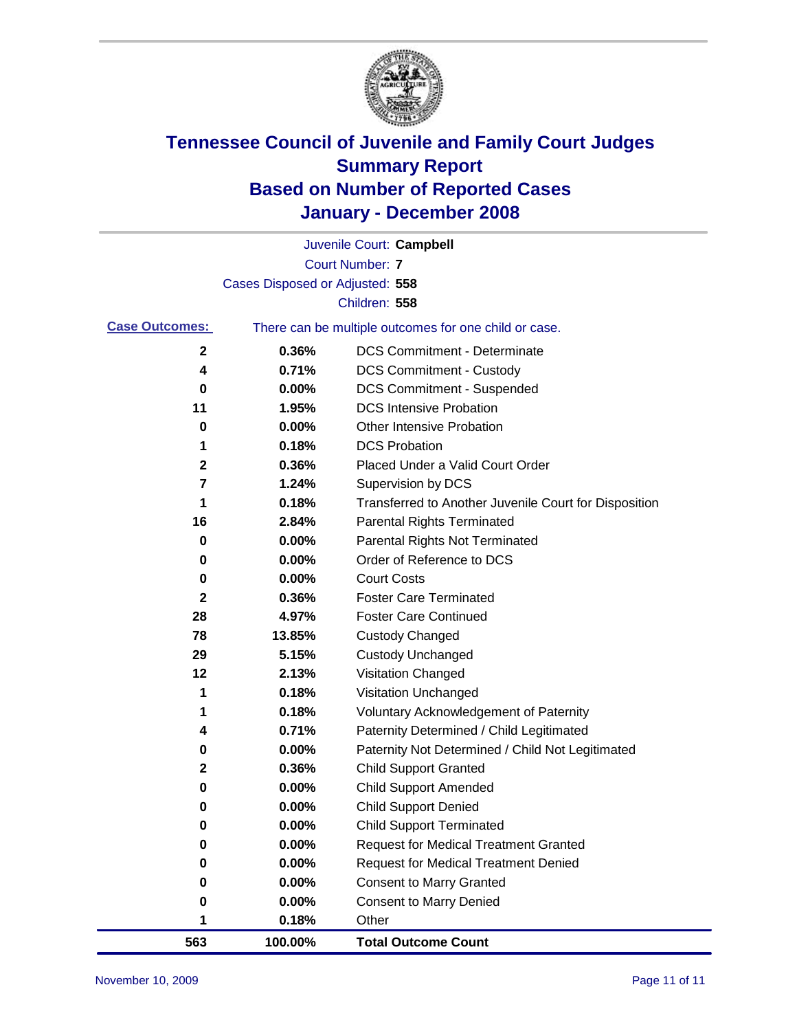# Tennessee Council of Juvenile and Family Court Judges
# Summary Report
# Based on Number of Reported Cases
# January - December 2008

Juvenile Court: **Campbell**

Court Number: **7**

Cases Disposed or Adjusted: **558**

Children: **558**

**Case Outcomes:** There can be multiple outcomes for one child or case.

| | | |
|---|---|---|
| 2 | 0.36% | DCS Commitment - Determinate |
| 4 | 0.71% | DCS Commitment - Custody |
| 0 | 0.00% | DCS Commitment - Suspended |
| 11 | 1.95% | DCS Intensive Probation |
| 0 | 0.00% | Other Intensive Probation |
| 1 | 0.18% | DCS Probation |
| 2 | 0.36% | Placed Under a Valid Court Order |
| 7 | 1.24% | Supervision by DCS |
| 1 | 0.18% | Transferred to Another Juvenile Court for Disposition |
| 16 | 2.84% | Parental Rights Terminated |
| 0 | 0.00% | Parental Rights Not Terminated |
| 0 | 0.00% | Order of Reference to DCS |
| 0 | 0.00% | Court Costs |
| 2 | 0.36% | Foster Care Terminated |
| 28 | 4.97% | Foster Care Continued |
| 78 | 13.85% | Custody Changed |
| 29 | 5.15% | Custody Unchanged |
| 12 | 2.13% | Visitation Changed |
| 1 | 0.18% | Visitation Unchanged |
| 1 | 0.18% | Voluntary Acknowledgement of Paternity |
| 4 | 0.71% | Paternity Determined / Child Legitimated |
| 0 | 0.00% | Paternity Not Determined / Child Not Legitimated |
| 2 | 0.36% | Child Support Granted |
| 0 | 0.00% | Child Support Amended |
| 0 | 0.00% | Child Support Denied |
| 0 | 0.00% | Child Support Terminated |
| 0 | 0.00% | Request for Medical Treatment Granted |
| 0 | 0.00% | Request for Medical Treatment Denied |
| 0 | 0.00% | Consent to Marry Granted |
| 0 | 0.00% | Consent to Marry Denied |
| 1 | 0.18% | Other |
| **563** | **100.00%** | **Total Outcome Count** |

November 10, 2009